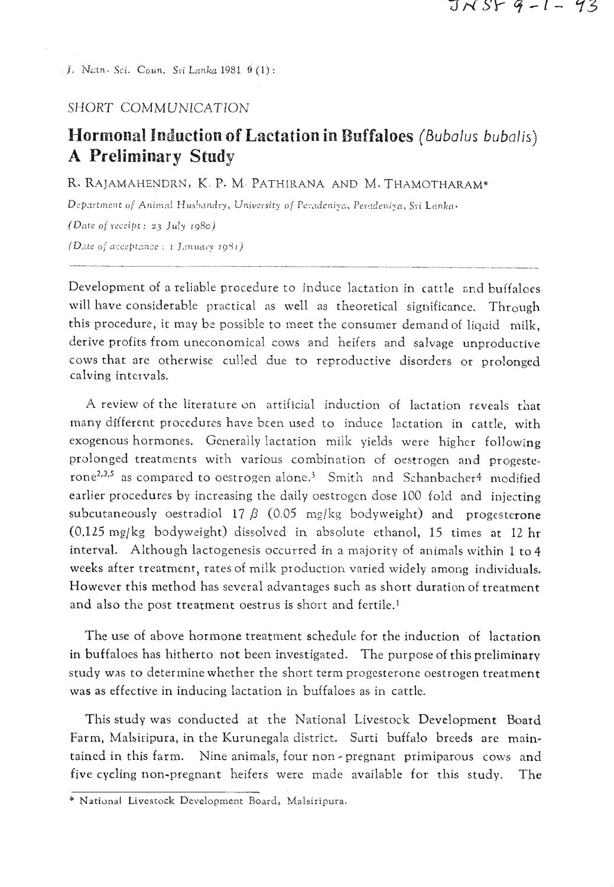SHORT COMMUNICATION

# Hormonal Induction of Lactation in Buffaloes (*Bubalus bubalis*) A Preliminary Study

R. RAJAMAHENDRN, K. P. M. PATHIRANA AND M. THAMOTHARAM*

*Department of Animal Husbandry, University of Peradeniya, Peradeniya, Sri Lanka.*

*(Date of receipt: 23 July 1980)*

*(Date of acceptance: 1 January 1981)*

---

Development of a reliable procedure to induce lactation in cattle and buffaloes will have considerable practical as well as theoretical significance. Through this procedure, it may be possible to meet the consumer demand of liquid milk, derive profits from uneconomical cows and heifers and salvage unproductive cows that are otherwise culled due to reproductive disorders or prolonged calving intervals.

A review of the literature on artificial induction of lactation reveals that many different procedures have been used to induce lactation in cattle, with exogenous hormones. Generally lactation milk yields were higher following prolonged treatments with various combination of oestrogen and progesterone[2,3,5] as compared to oestrogen alone.[3] Smith and Schanbacher[4] modified earlier procedures by increasing the daily oestrogen dose 100 fold and injecting subcutaneously oestradiol 17 $\beta$ (0.05 mg/kg bodyweight) and progesterone (0.125 mg/kg bodyweight) dissolved in absolute ethanol, 15 times at 12 hr interval. Although lactogenesis occurred in a majority of animals within 1 to 4 weeks after treatment, rates of milk production varied widely among individuals. However this method has several advantages such as short duration of treatment and also the post treatment oestrus is short and fertile.[1]

The use of above hormone treatment schedule for the induction of lactation in buffaloes has hitherto not been investigated. The purpose of this preliminary study was to determine whether the short term progesterone oestrogen treatment was as effective in inducing lactation in buffaloes as in cattle.

This study was conducted at the National Livestock Development Board Farm, Malsiripura, in the Kurunegala district. Surti buffalo breeds are maintained in this farm. Nine animals, four non-pregnant primiparous cows and five cycling non-pregnant heifers were made available for this study. The

---

\* National Livestock Development Board, Malsiripura.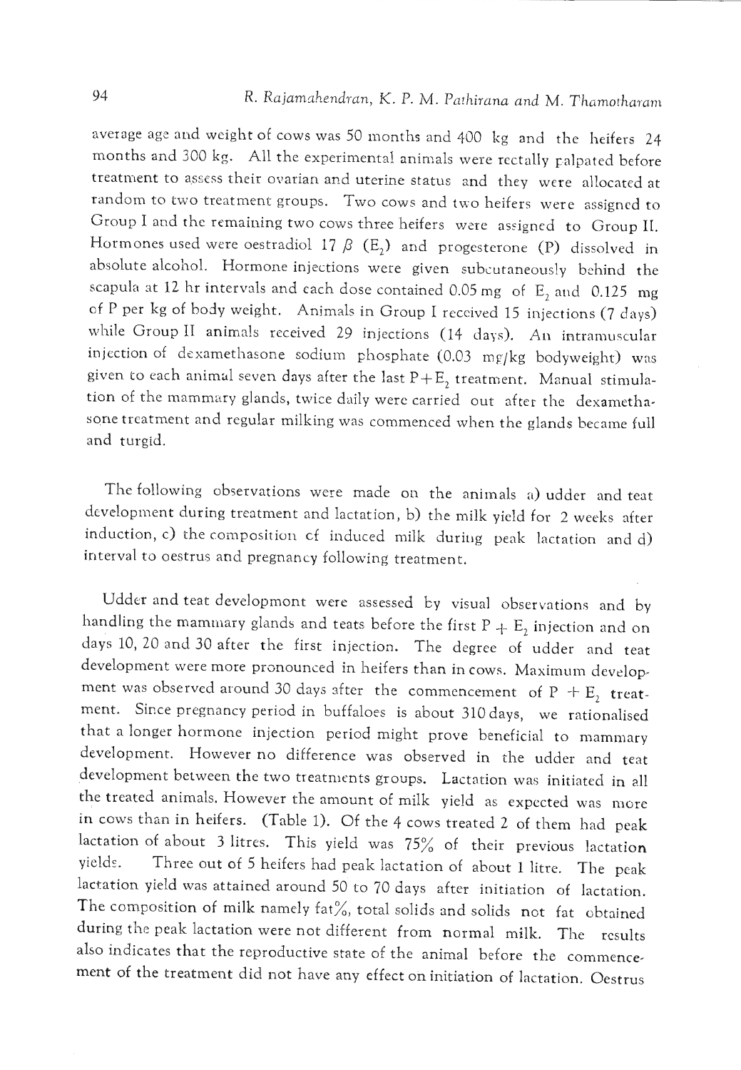average age and weight of cows was 50 months and 400 kg and the heifers 24 months and 300 kg. All the experimental animals were rectally palpated before treatment to assess their ovarian and uterine status and they were allocated at random to two treatment groups. Two cows and two heifers were assigned to Group I and the remaining two cows three heifers were assigned to Group II. Hormones used were oestradiol 17 $\beta$ ($E_2$) and progesterone (P) dissolved in absolute alcohol. Hormone injections were given subcutaneously behind the scapula at 12 hr intervals and each dose contained 0.05 mg of $E_2$ and 0.125 mg of P per kg of body weight. Animals in Group I received 15 injections (7 days) while Group II animals received 29 injections (14 days). An intramuscular injection of dexamethasone sodium phosphate (0.03 mg/kg bodyweight) was given to each animal seven days after the last P+$E_2$ treatment. Manual stimulation of the mammary glands, twice daily were carried out after the dexamethasone treatment and regular milking was commenced when the glands became full and turgid.

The following observations were made on the animals a) udder and teat development during treatment and lactation, b) the milk yield for 2 weeks after induction, c) the composition of induced milk during peak lactation and d) interval to oestrus and pregnancy following treatment.

Udder and teat developmont were assessed by visual observations and by handling the mammary glands and teats before the first P + $E_2$ injection and on days 10, 20 and 30 after the first injection. The degree of udder and teat development were more pronounced in heifers than in cows. Maximum development was observed around 30 days after the commencement of P + $E_2$ treatment. Since pregnancy period in buffaloes is about 310 days, we rationalised that a longer hormone injection period might prove beneficial to mammary development. However no difference was observed in the udder and teat development between the two treatments groups. Lactation was initiated in all the treated animals. However the amount of milk yield as expected was more in cows than in heifers. (Table 1). Of the 4 cows treated 2 of them had peak lactation of about 3 litres. This yield was 75% of their previous lactation yields. Three out of 5 heifers had peak lactation of about 1 litre. The peak lactation yield was attained around 50 to 70 days after initiation of lactation. The composition of milk namely fat%, total solids and solids not fat obtained during the peak lactation were not different from normal milk. The results also indicates that the reproductive state of the animal before the commencement of the treatment did not have any effect on initiation of lactation. Oestrus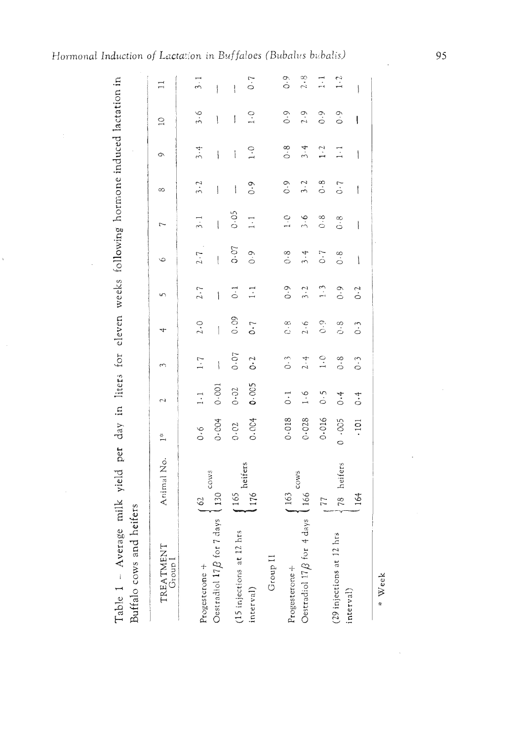Table 1 – Average milk yield per day in liters for eleven weeks following hormone induced lactation in Buffalo cows and heifers

| TREATMENT Group I | Animal No. | | 1* | 2 | 3 | 4 | 5 | 6 | 7 | 8 | 9 | 10 | 11 |
|---|---|---|---|---|---|---|---|---|---|---|---|---|---|
| Progesterone + | 62 | cows | 0.6 | 1.1 | 1.7 | 2.0 | 2.7 | 2.7 | 3.1 | 3.2 | 3.4 | 3.6 | 3.1 |
| Oestradiol 17$\beta$ for 7 days | 130 | | 0.004 | 0.001 | — | — | — | — | — | — | — | — | — |
| (15 injections at 12 hrs | 165 | heifers | 0.02 | 0.02 | 0.07 | 0.09 | 0.1 | 0.07 | 0.05 | — | — | — | — |
| interval) | 176 | | 0.004 | 0.005 | 0.2 | 0.7 | 1.1 | 0.9 | 1.1 | 0.9 | 1.0 | 1.0 | 0.7 |
| Group II | | | | | | | | | | | | | |
| Progesterone + | 163 | cows | 0.018 | 0.1 | 0.3 | 0.8 | 0.9 | 0.8 | 1.0 | 0.9 | 0.8 | 0.9 | 0.9 |
| Oestradiol 17$\beta$ for 4 days | 166 | | 0.028 | 1.6 | 2.4 | 2.6 | 3.2 | 3.4 | 3.6 | 3.2 | 3.4 | 2.9 | 2.8 |
| | 77 | | 0.016 | 0.5 | 1.0 | 0.9 | 1.3 | 0.7 | 0.8 | 0.8 | 1.2 | 0.9 | 1.1 |
| (29 injections at 12 hrs | 78 | heifers | 0.005 | 0.4 | 0.8 | 0.8 | 0.9 | 0.8 | 0.8 | 0.7 | 1.1 | 0.9 | 1.2 |
| interval) | 164 | | .101 | 0.4 | 0.3 | 0.3 | 0.2 | — | — | — | — | — | — |

\* Week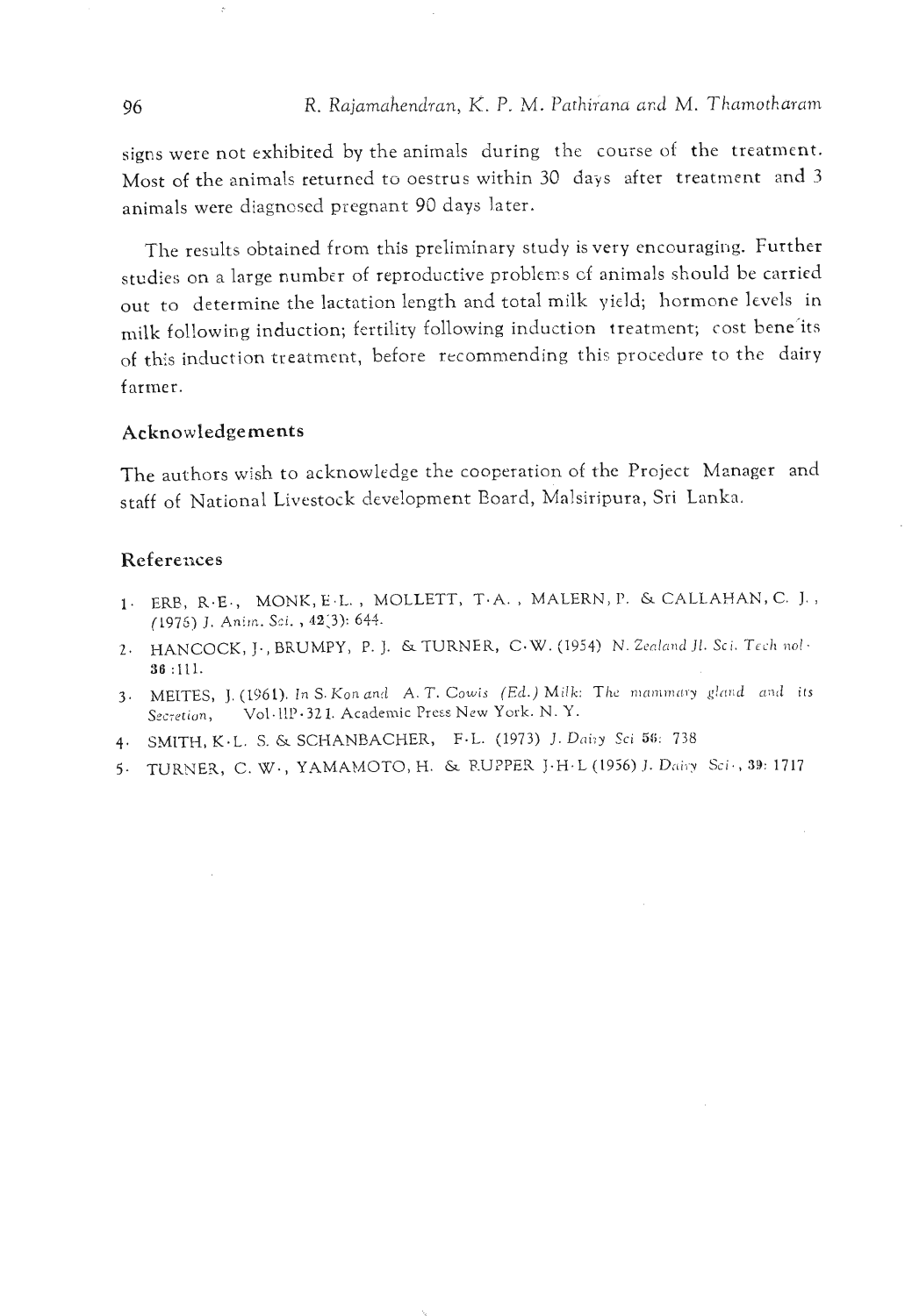signs were not exhibited by the animals during the course of the treatment. Most of the animals returned to oestrus within 30 days after treatment and 3 animals were diagnosed pregnant 90 days later.

The results obtained from this preliminary study is very encouraging. Further studies on a large number of reproductive problems of animals should be carried out to determine the lactation length and total milk yield; hormone levels in milk following induction; fertility following induction treatment; cost benefits of this induction treatment, before recommending this procedure to the dairy farmer.

## Acknowledgements

The authors wish to acknowledge the cooperation of the Project Manager and staff of National Livestock development Board, Malsiripura, Sri Lanka.

## References

1. ERB, R·E., MONK, E·L., MOLLETT, T·A., MALERN, P. & CALLAHAN, C. J., (1976) *J. Anim. Sci.*, 42(3): 644.
2. HANCOCK, J·, BRUMPY, P. J. & TURNER, C·W. (1954) *N. Zealand Jl. Sci. Tech nol·* **36** :111.
3. MEITES, J. (1961). *In S. Kon and A. T. Cowis (Ed.) Milk: The mammary gland and its Secretion,* Vol·IIP·321. Academic Press New York. N. Y.
4. SMITH, K·L. S. & SCHANBACHER, F·L. (1973) *J. Dairy Sci* **56**: 738
5. TURNER, C. W·, YAMAMOTO, H. & RUPPER J·H·L (1956) *J. Dairy Sci·*, **39**: 1717